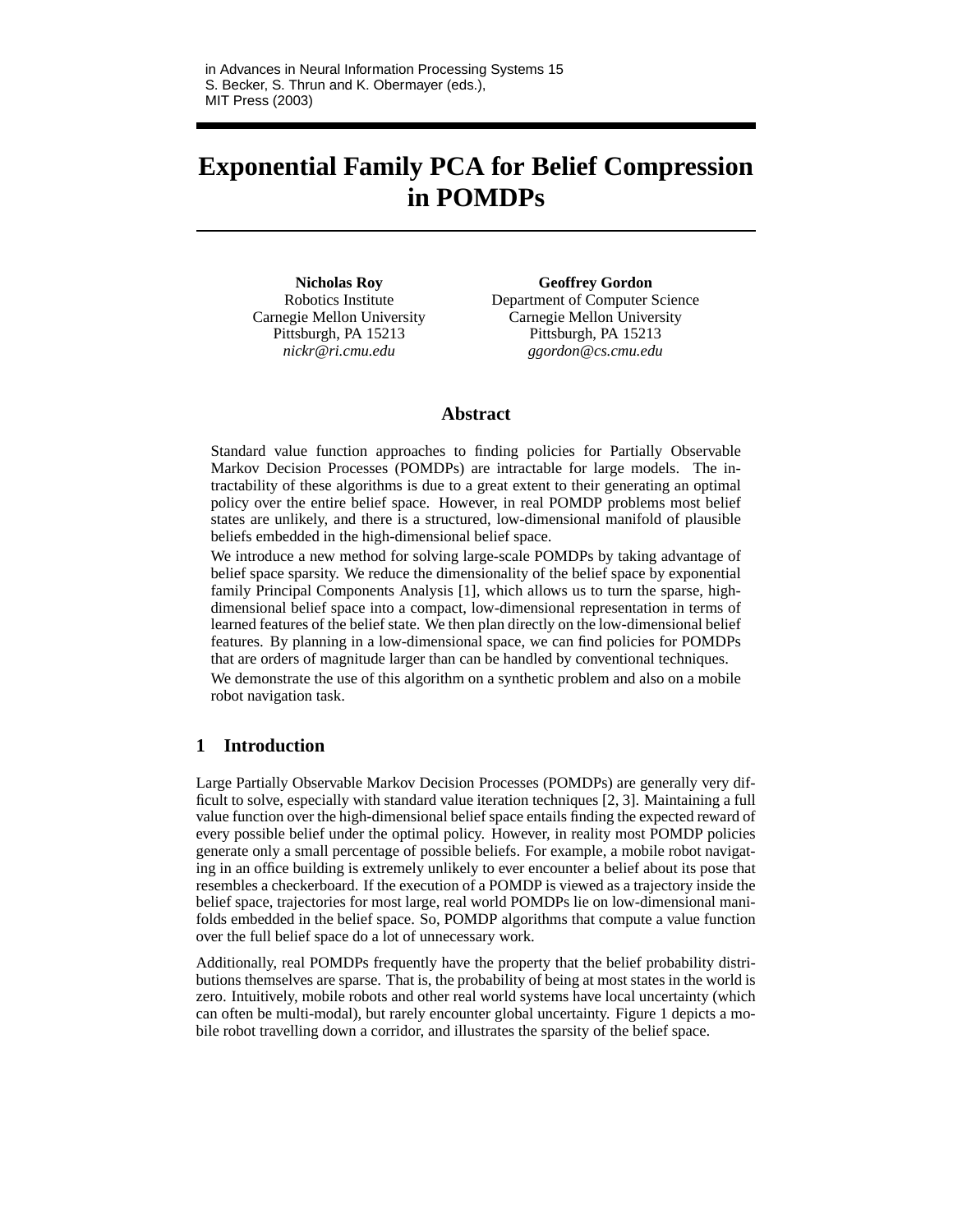in Advances in Neural Information Processing Systems 15
S. Becker, S. Thrun and K. Obermayer (eds.),
MIT Press (2003)

# Exponential Family PCA for Belief Compression in POMDPs

**Nicholas Roy**
Robotics Institute
Carnegie Mellon University
Pittsburgh, PA 15213
*nickr@ri.cmu.edu*

**Geoffrey Gordon**
Department of Computer Science
Carnegie Mellon University
Pittsburgh, PA 15213
*ggordon@cs.cmu.edu*

## Abstract

Standard value function approaches to finding policies for Partially Observable Markov Decision Processes (POMDPs) are intractable for large models. The intractability of these algorithms is due to a great extent to their generating an optimal policy over the entire belief space. However, in real POMDP problems most belief states are unlikely, and there is a structured, low-dimensional manifold of plausible beliefs embedded in the high-dimensional belief space.

We introduce a new method for solving large-scale POMDPs by taking advantage of belief space sparsity. We reduce the dimensionality of the belief space by exponential family Principal Components Analysis [1], which allows us to turn the sparse, high-dimensional belief space into a compact, low-dimensional representation in terms of learned features of the belief state. We then plan directly on the low-dimensional belief features. By planning in a low-dimensional space, we can find policies for POMDPs that are orders of magnitude larger than can be handled by conventional techniques.

We demonstrate the use of this algorithm on a synthetic problem and also on a mobile robot navigation task.

## 1 Introduction

Large Partially Observable Markov Decision Processes (POMDPs) are generally very difficult to solve, especially with standard value iteration techniques [2, 3]. Maintaining a full value function over the high-dimensional belief space entails finding the expected reward of every possible belief under the optimal policy. However, in reality most POMDP policies generate only a small percentage of possible beliefs. For example, a mobile robot navigating in an office building is extremely unlikely to ever encounter a belief about its pose that resembles a checkerboard. If the execution of a POMDP is viewed as a trajectory inside the belief space, trajectories for most large, real world POMDPs lie on low-dimensional manifolds embedded in the belief space. So, POMDP algorithms that compute a value function over the full belief space do a lot of unnecessary work.

Additionally, real POMDPs frequently have the property that the belief probability distributions themselves are sparse. That is, the probability of being at most states in the world is zero. Intuitively, mobile robots and other real world systems have local uncertainty (which can often be multi-modal), but rarely encounter global uncertainty. Figure 1 depicts a mobile robot travelling down a corridor, and illustrates the sparsity of the belief space.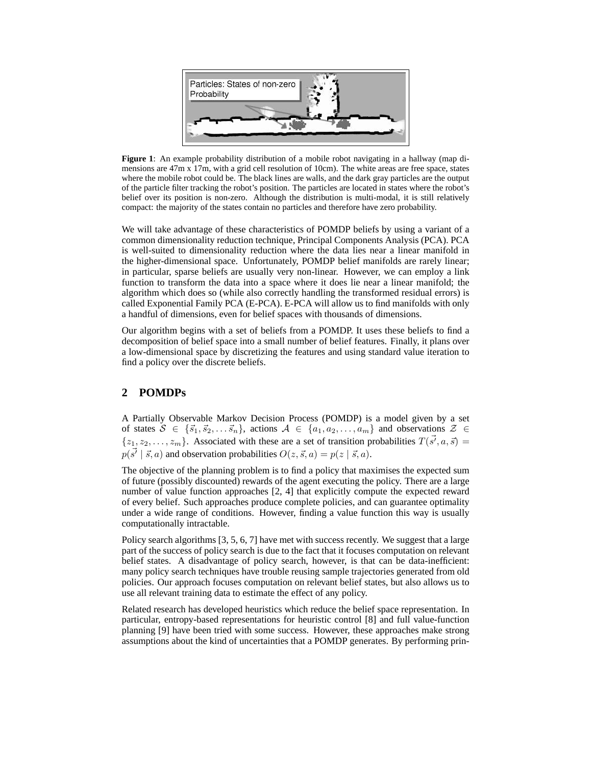**Figure 1**: An example probability distribution of a mobile robot navigating in a hallway (map dimensions are 47m x 17m, with a grid cell resolution of 10cm). The white areas are free space, states where the mobile robot could be. The black lines are walls, and the dark gray particles are the output of the particle filter tracking the robot's position. The particles are located in states where the robot's belief over its position is non-zero. Although the distribution is multi-modal, it is still relatively compact: the majority of the states contain no particles and therefore have zero probability.

We will take advantage of these characteristics of POMDP beliefs by using a variant of a common dimensionality reduction technique, Principal Components Analysis (PCA). PCA is well-suited to dimensionality reduction where the data lies near a linear manifold in the higher-dimensional space. Unfortunately, POMDP belief manifolds are rarely linear; in particular, sparse beliefs are usually very non-linear. However, we can employ a link function to transform the data into a space where it does lie near a linear manifold; the algorithm which does so (while also correctly handling the transformed residual errors) is called Exponential Family PCA (E-PCA). E-PCA will allow us to find manifolds with only a handful of dimensions, even for belief spaces with thousands of dimensions.

Our algorithm begins with a set of beliefs from a POMDP. It uses these beliefs to find a decomposition of belief space into a small number of belief features. Finally, it plans over a low-dimensional space by discretizing the features and using standard value iteration to find a policy over the discrete beliefs.

## 2 POMDPs

A Partially Observable Markov Decision Process (POMDP) is a model given by a set of states $\mathcal{S} \in \{\vec{s}_1, \vec{s}_2, \ldots \vec{s}_n\}$, actions $\mathcal{A} \in \{a_1, a_2, \ldots, a_m\}$ and observations $\mathcal{Z} \in \{z_1, z_2, \ldots, z_m\}$. Associated with these are a set of transition probabilities $T(\vec{s'}, a, \vec{s}) = p(\vec{s'} \mid \vec{s}, a)$ and observation probabilities $O(z, \vec{s}, a) = p(z \mid \vec{s}, a)$.

The objective of the planning problem is to find a policy that maximises the expected sum of future (possibly discounted) rewards of the agent executing the policy. There are a large number of value function approaches [2, 4] that explicitly compute the expected reward of every belief. Such approaches produce complete policies, and can guarantee optimality under a wide range of conditions. However, finding a value function this way is usually computationally intractable.

Policy search algorithms [3, 5, 6, 7] have met with success recently. We suggest that a large part of the success of policy search is due to the fact that it focuses computation on relevant belief states. A disadvantage of policy search, however, is that can be data-inefficient: many policy search techniques have trouble reusing sample trajectories generated from old policies. Our approach focuses computation on relevant belief states, but also allows us to use all relevant training data to estimate the effect of any policy.

Related research has developed heuristics which reduce the belief space representation. In particular, entropy-based representations for heuristic control [8] and full value-function planning [9] have been tried with some success. However, these approaches make strong assumptions about the kind of uncertainties that a POMDP generates. By performing prin-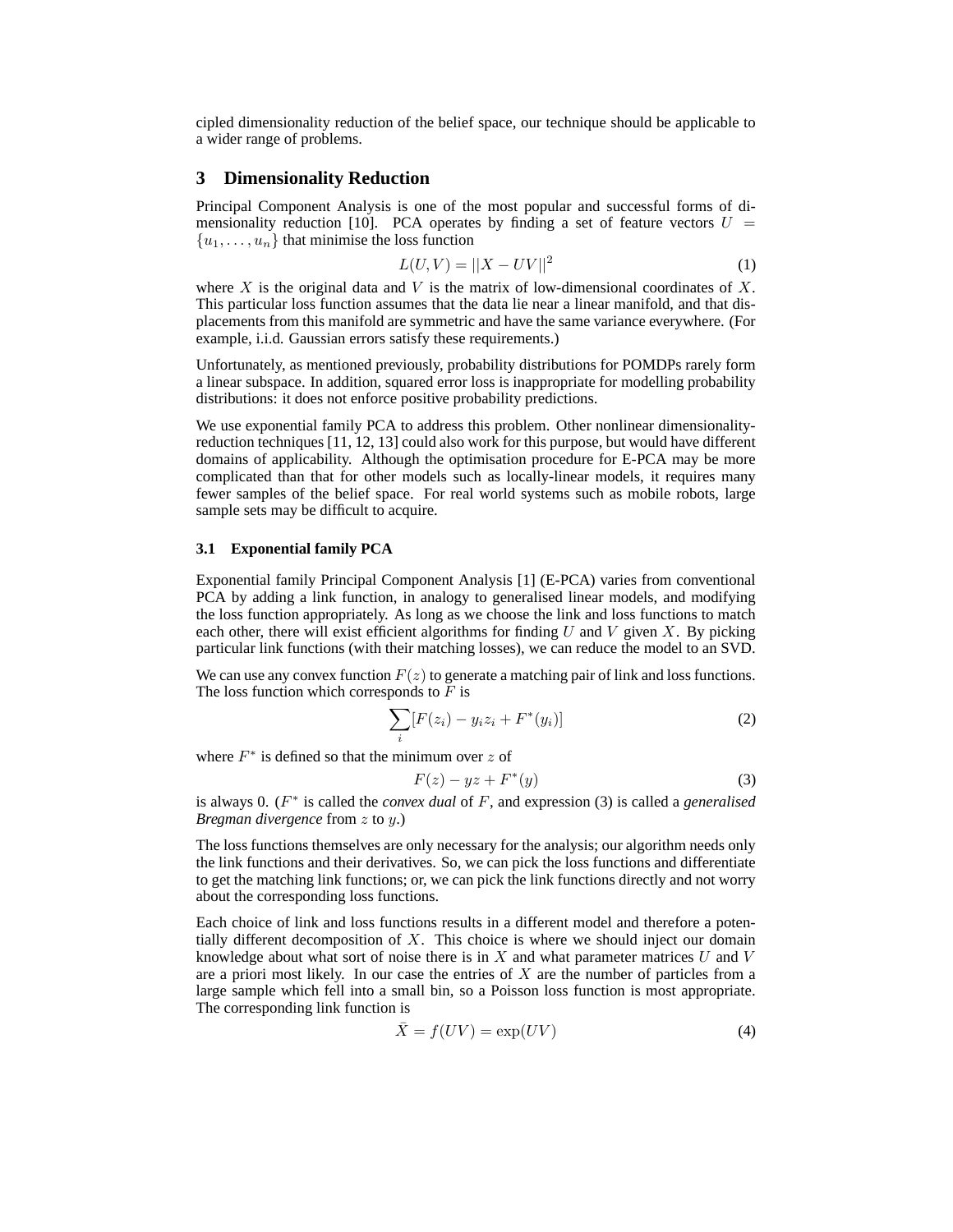cipled dimensionality reduction of the belief space, our technique should be applicable to a wider range of problems.

## 3 Dimensionality Reduction

Principal Component Analysis is one of the most popular and successful forms of dimensionality reduction [10]. PCA operates by finding a set of feature vectors $U = \{u_1, \ldots, u_n\}$ that minimise the loss function

$$L(U, V) = ||X - UV||^2 \tag{1}$$

where $X$ is the original data and $V$ is the matrix of low-dimensional coordinates of $X$. This particular loss function assumes that the data lie near a linear manifold, and that displacements from this manifold are symmetric and have the same variance everywhere. (For example, i.i.d. Gaussian errors satisfy these requirements.)

Unfortunately, as mentioned previously, probability distributions for POMDPs rarely form a linear subspace. In addition, squared error loss is inappropriate for modelling probability distributions: it does not enforce positive probability predictions.

We use exponential family PCA to address this problem. Other nonlinear dimensionality-reduction techniques [11, 12, 13] could also work for this purpose, but would have different domains of applicability. Although the optimisation procedure for E-PCA may be more complicated than that for other models such as locally-linear models, it requires many fewer samples of the belief space. For real world systems such as mobile robots, large sample sets may be difficult to acquire.

### 3.1 Exponential family PCA

Exponential family Principal Component Analysis [1] (E-PCA) varies from conventional PCA by adding a link function, in analogy to generalised linear models, and modifying the loss function appropriately. As long as we choose the link and loss functions to match each other, there will exist efficient algorithms for finding $U$ and $V$ given $X$. By picking particular link functions (with their matching losses), we can reduce the model to an SVD.

We can use any convex function $F(z)$ to generate a matching pair of link and loss functions. The loss function which corresponds to $F$ is

$$\sum_i [F(z_i) - y_i z_i + F^*(y_i)] \tag{2}$$

where $F^*$ is defined so that the minimum over $z$ of

$$F(z) - yz + F^*(y) \tag{3}$$

is always 0. ($F^*$ is called the *convex dual* of $F$, and expression (3) is called a *generalised Bregman divergence* from $z$ to $y$.)

The loss functions themselves are only necessary for the analysis; our algorithm needs only the link functions and their derivatives. So, we can pick the loss functions and differentiate to get the matching link functions; or, we can pick the link functions directly and not worry about the corresponding loss functions.

Each choice of link and loss functions results in a different model and therefore a potentially different decomposition of $X$. This choice is where we should inject our domain knowledge about what sort of noise there is in $X$ and what parameter matrices $U$ and $V$ are a priori most likely. In our case the entries of $X$ are the number of particles from a large sample which fell into a small bin, so a Poisson loss function is most appropriate. The corresponding link function is

$$\bar{X} = f(UV) = \exp(UV) \tag{4}$$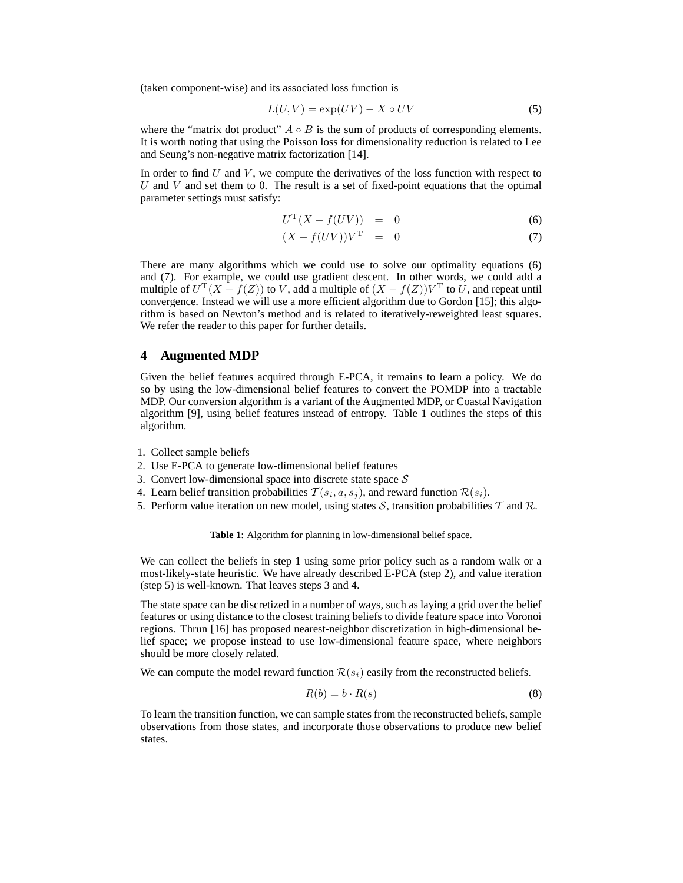(taken component-wise) and its associated loss function is

$$L(U, V) = \exp(UV) - X \circ UV \tag{5}$$

where the "matrix dot product" $A \circ B$ is the sum of products of corresponding elements. It is worth noting that using the Poisson loss for dimensionality reduction is related to Lee and Seung's non-negative matrix factorization [14].

In order to find $U$ and $V$, we compute the derivatives of the loss function with respect to $U$ and $V$ and set them to 0. The result is a set of fixed-point equations that the optimal parameter settings must satisfy:

$$U^{\mathrm{T}}(X - f(UV)) = 0 \tag{6}$$

$$(X - f(UV))V^{\mathrm{T}} = 0 \tag{7}$$

There are many algorithms which we could use to solve our optimality equations (6) and (7). For example, we could use gradient descent. In other words, we could add a multiple of $U^{\mathrm{T}}(X - f(Z))$ to $V$, add a multiple of $(X - f(Z))V^{\mathrm{T}}$ to $U$, and repeat until convergence. Instead we will use a more efficient algorithm due to Gordon [15]; this algorithm is based on Newton's method and is related to iteratively-reweighted least squares. We refer the reader to this paper for further details.

## 4 Augmented MDP

Given the belief features acquired through E-PCA, it remains to learn a policy. We do so by using the low-dimensional belief features to convert the POMDP into a tractable MDP. Our conversion algorithm is a variant of the Augmented MDP, or Coastal Navigation algorithm [9], using belief features instead of entropy. Table 1 outlines the steps of this algorithm.

1. Collect sample beliefs
2. Use E-PCA to generate low-dimensional belief features
3. Convert low-dimensional space into discrete state space $\mathcal{S}$
4. Learn belief transition probabilities $\mathcal{T}(s_i, a, s_j)$, and reward function $\mathcal{R}(s_i)$.
5. Perform value iteration on new model, using states $\mathcal{S}$, transition probabilities $\mathcal{T}$ and $\mathcal{R}$.

**Table 1**: Algorithm for planning in low-dimensional belief space.

We can collect the beliefs in step 1 using some prior policy such as a random walk or a most-likely-state heuristic. We have already described E-PCA (step 2), and value iteration (step 5) is well-known. That leaves steps 3 and 4.

The state space can be discretized in a number of ways, such as laying a grid over the belief features or using distance to the closest training beliefs to divide feature space into Voronoi regions. Thrun [16] has proposed nearest-neighbor discretization in high-dimensional belief space; we propose instead to use low-dimensional feature space, where neighbors should be more closely related.

We can compute the model reward function $\mathcal{R}(s_i)$ easily from the reconstructed beliefs.

$$R(b) = b \cdot R(s) \tag{8}$$

To learn the transition function, we can sample states from the reconstructed beliefs, sample observations from those states, and incorporate those observations to produce new belief states.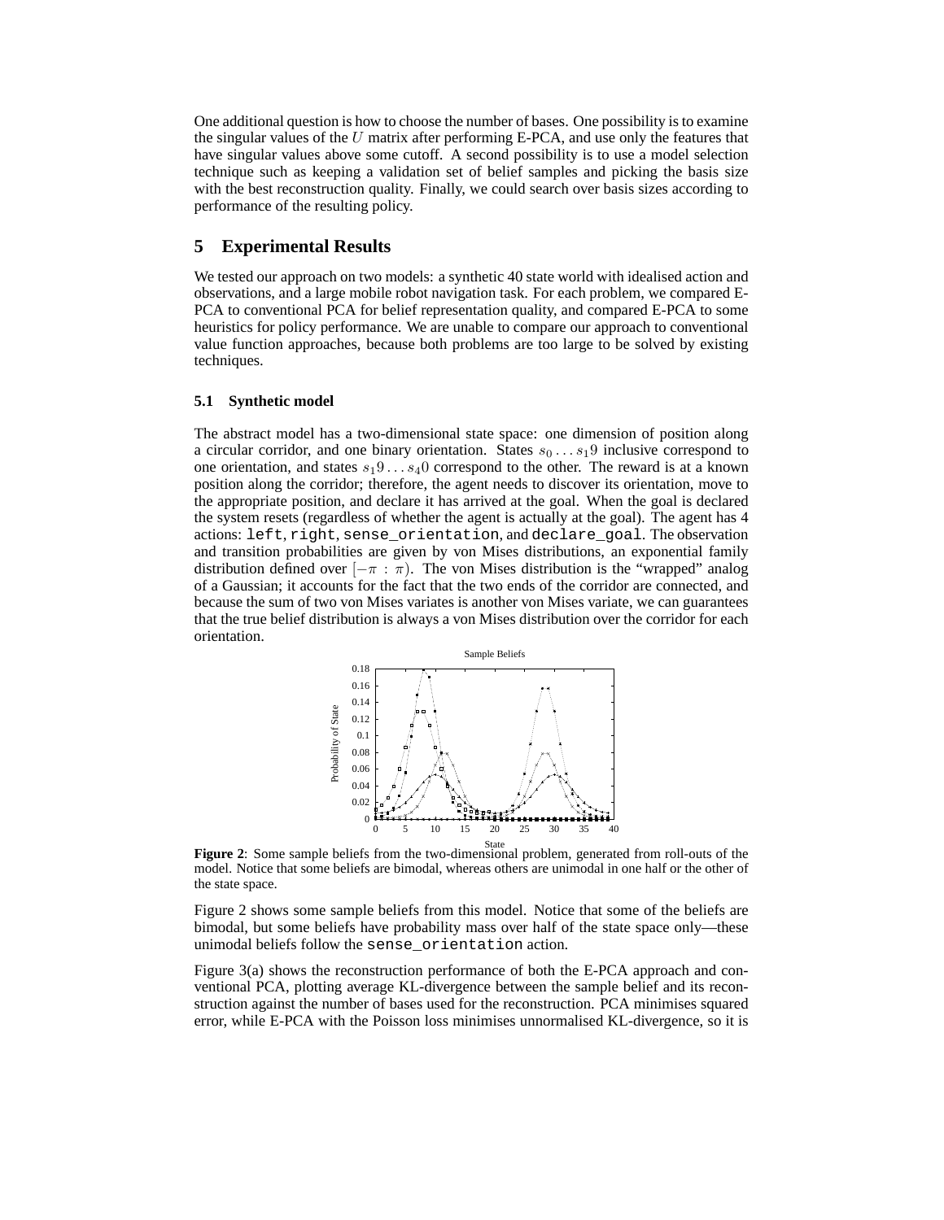One additional question is how to choose the number of bases. One possibility is to examine the singular values of the $U$ matrix after performing E-PCA, and use only the features that have singular values above some cutoff. A second possibility is to use a model selection technique such as keeping a validation set of belief samples and picking the basis size with the best reconstruction quality. Finally, we could search over basis sizes according to performance of the resulting policy.

## 5 Experimental Results

We tested our approach on two models: a synthetic 40 state world with idealised action and observations, and a large mobile robot navigation task. For each problem, we compared E-PCA to conventional PCA for belief representation quality, and compared E-PCA to some heuristics for policy performance. We are unable to compare our approach to conventional value function approaches, because both problems are too large to be solved by existing techniques.

### 5.1 Synthetic model

The abstract model has a two-dimensional state space: one dimension of position along a circular corridor, and one binary orientation. States $s_0 \dots s_19$ inclusive correspond to one orientation, and states $s_19 \dots s_40$ correspond to the other. The reward is at a known position along the corridor; therefore, the agent needs to discover its orientation, move to the appropriate position, and declare it has arrived at the goal. When the goal is declared the system resets (regardless of whether the agent is actually at the goal). The agent has 4 actions: `left`, `right`, `sense_orientation`, and `declare_goal`. The observation and transition probabilities are given by von Mises distributions, an exponential family distribution defined over $[-\pi : \pi)$. The von Mises distribution is the "wrapped" analog of a Gaussian; it accounts for the fact that the two ends of the corridor are connected, and because the sum of two von Mises variates is another von Mises variate, we can guarantees that the true belief distribution is always a von Mises distribution over the corridor for each orientation.

**Figure 2**: Some sample beliefs from the two-dimensional problem, generated from roll-outs of the model. Notice that some beliefs are bimodal, whereas others are unimodal in one half or the other of the state space.

Figure 2 shows some sample beliefs from this model. Notice that some of the beliefs are bimodal, but some beliefs have probability mass over half of the state space only—these unimodal beliefs follow the `sense_orientation` action.

Figure 3(a) shows the reconstruction performance of both the E-PCA approach and conventional PCA, plotting average KL-divergence between the sample belief and its reconstruction against the number of bases used for the reconstruction. PCA minimises squared error, while E-PCA with the Poisson loss minimises unnormalised KL-divergence, so it is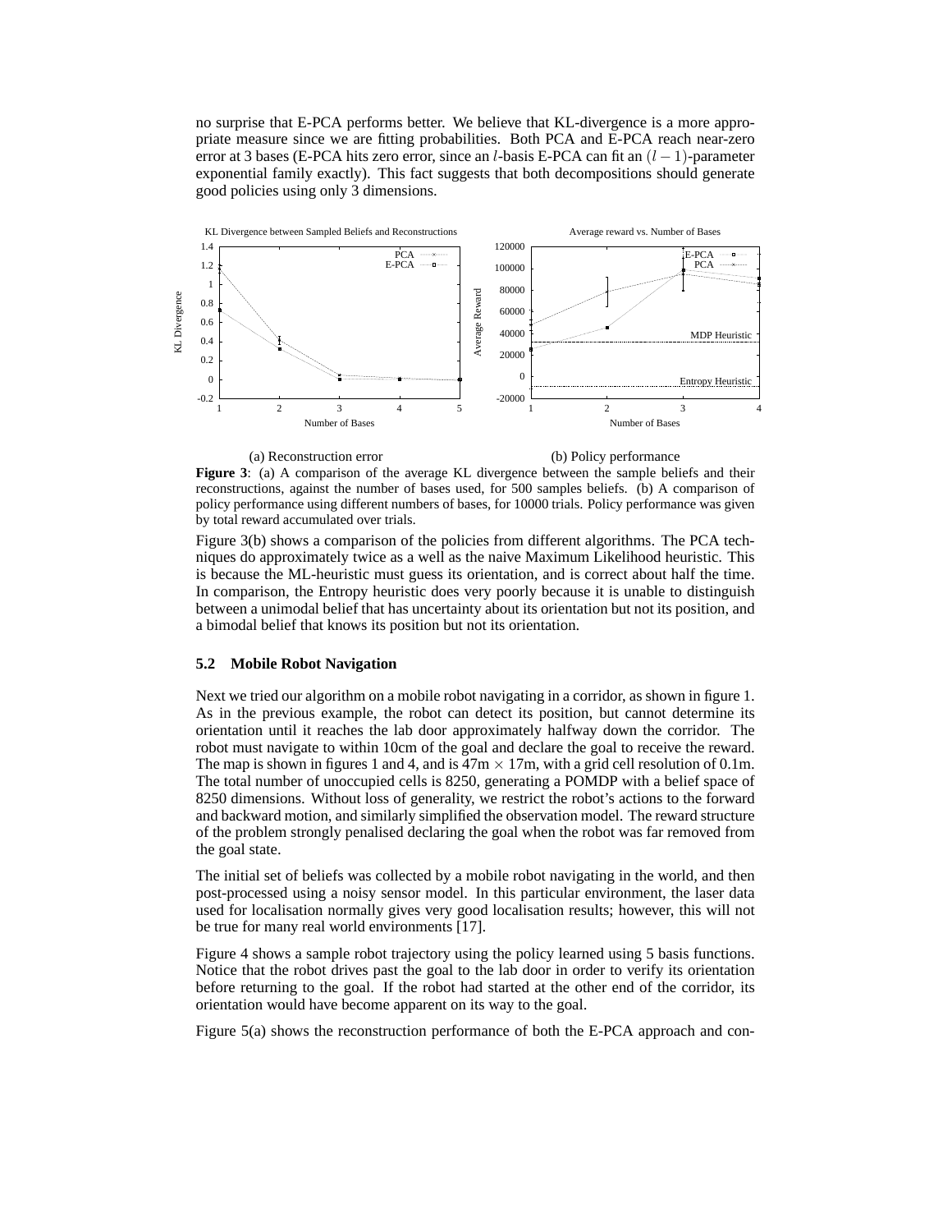no surprise that E-PCA performs better. We believe that KL-divergence is a more appropriate measure since we are fitting probabilities. Both PCA and E-PCA reach near-zero error at 3 bases (E-PCA hits zero error, since an $l$-basis E-PCA can fit an $(l-1)$-parameter exponential family exactly). This fact suggests that both decompositions should generate good policies using only 3 dimensions.

(a) Reconstruction error (b) Policy performance

**Figure 3**: (a) A comparison of the average KL divergence between the sample beliefs and their reconstructions, against the number of bases used, for 500 samples beliefs. (b) A comparison of policy performance using different numbers of bases, for 10000 trials. Policy performance was given by total reward accumulated over trials.

Figure 3(b) shows a comparison of the policies from different algorithms. The PCA techniques do approximately twice as a well as the naive Maximum Likelihood heuristic. This is because the ML-heuristic must guess its orientation, and is correct about half the time. In comparison, the Entropy heuristic does very poorly because it is unable to distinguish between a unimodal belief that has uncertainty about its orientation but not its position, and a bimodal belief that knows its position but not its orientation.

### 5.2 Mobile Robot Navigation

Next we tried our algorithm on a mobile robot navigating in a corridor, as shown in figure 1. As in the previous example, the robot can detect its position, but cannot determine its orientation until it reaches the lab door approximately halfway down the corridor. The robot must navigate to within 10cm of the goal and declare the goal to receive the reward. The map is shown in figures 1 and 4, and is 47m $\times$ 17m, with a grid cell resolution of 0.1m. The total number of unoccupied cells is 8250, generating a POMDP with a belief space of 8250 dimensions. Without loss of generality, we restrict the robot's actions to the forward and backward motion, and similarly simplified the observation model. The reward structure of the problem strongly penalised declaring the goal when the robot was far removed from the goal state.

The initial set of beliefs was collected by a mobile robot navigating in the world, and then post-processed using a noisy sensor model. In this particular environment, the laser data used for localisation normally gives very good localisation results; however, this will not be true for many real world environments [17].

Figure 4 shows a sample robot trajectory using the policy learned using 5 basis functions. Notice that the robot drives past the goal to the lab door in order to verify its orientation before returning to the goal. If the robot had started at the other end of the corridor, its orientation would have become apparent on its way to the goal.

Figure 5(a) shows the reconstruction performance of both the E-PCA approach and con-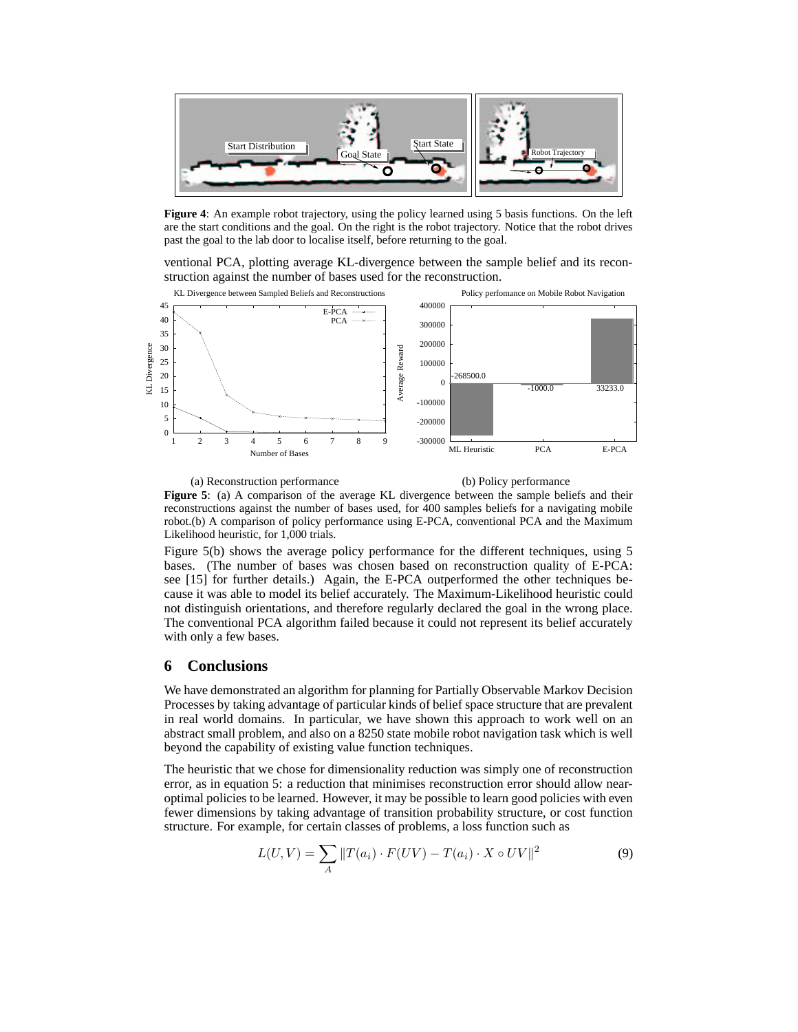**Figure 4**: An example robot trajectory, using the policy learned using 5 basis functions. On the left are the start conditions and the goal. On the right is the robot trajectory. Notice that the robot drives past the goal to the lab door to localise itself, before returning to the goal.

ventional PCA, plotting average KL-divergence between the sample belief and its reconstruction against the number of bases used for the reconstruction.

(a) Reconstruction performance

(b) Policy performance

**Figure 5**: (a) A comparison of the average KL divergence between the sample beliefs and their reconstructions against the number of bases used, for 400 samples beliefs for a navigating mobile robot.(b) A comparison of policy performance using E-PCA, conventional PCA and the Maximum Likelihood heuristic, for 1,000 trials.

Figure 5(b) shows the average policy performance for the different techniques, using 5 bases. (The number of bases was chosen based on reconstruction quality of E-PCA: see [15] for further details.) Again, the E-PCA outperformed the other techniques because it was able to model its belief accurately. The Maximum-Likelihood heuristic could not distinguish orientations, and therefore regularly declared the goal in the wrong place. The conventional PCA algorithm failed because it could not represent its belief accurately with only a few bases.

## 6 Conclusions

We have demonstrated an algorithm for planning for Partially Observable Markov Decision Processes by taking advantage of particular kinds of belief space structure that are prevalent in real world domains. In particular, we have shown this approach to work well on an abstract small problem, and also on a 8250 state mobile robot navigation task which is well beyond the capability of existing value function techniques.

The heuristic that we chose for dimensionality reduction was simply one of reconstruction error, as in equation 5: a reduction that minimises reconstruction error should allow near-optimal policies to be learned. However, it may be possible to learn good policies with even fewer dimensions by taking advantage of transition probability structure, or cost function structure. For example, for certain classes of problems, a loss function such as

$$L(U, V) = \sum_{A} \| T(a_i) \cdot F(UV) - T(a_i) \cdot X \circ UV \|^2 \tag{9}$$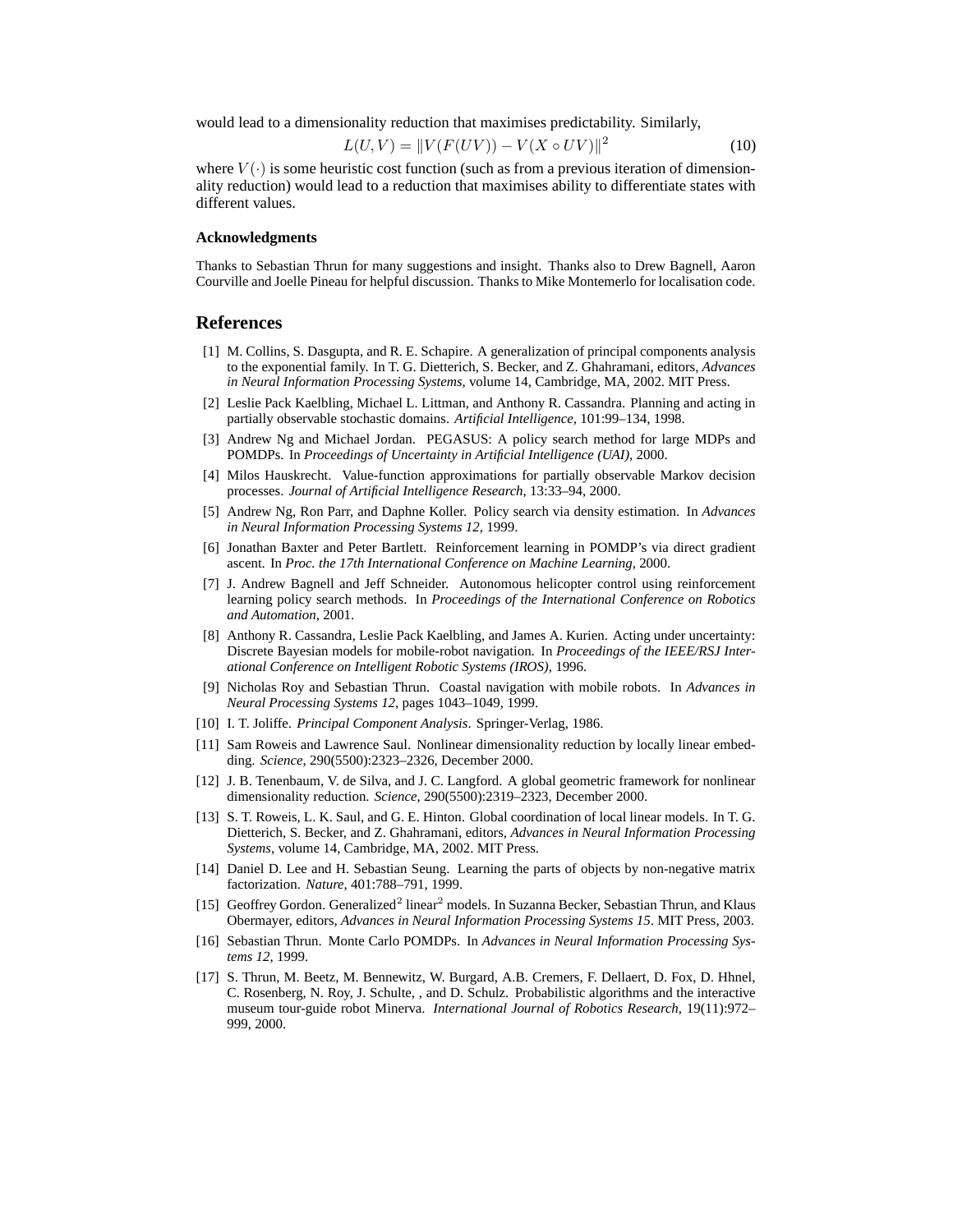would lead to a dimensionality reduction that maximises predictability. Similarly,

$$L(U, V) = \|V(F(UV)) - V(X \circ UV)\|^2 \tag{10}$$

where $V(\cdot)$ is some heuristic cost function (such as from a previous iteration of dimensionality reduction) would lead to a reduction that maximises ability to differentiate states with different values.

### Acknowledgments

Thanks to Sebastian Thrun for many suggestions and insight. Thanks also to Drew Bagnell, Aaron Courville and Joelle Pineau for helpful discussion. Thanks to Mike Montemerlo for localisation code.

## References

[1] M. Collins, S. Dasgupta, and R. E. Schapire. A generalization of principal components analysis to the exponential family. In T. G. Dietterich, S. Becker, and Z. Ghahramani, editors, *Advances in Neural Information Processing Systems*, volume 14, Cambridge, MA, 2002. MIT Press.

[2] Leslie Pack Kaelbling, Michael L. Littman, and Anthony R. Cassandra. Planning and acting in partially observable stochastic domains. *Artificial Intelligence*, 101:99–134, 1998.

[3] Andrew Ng and Michael Jordan. PEGASUS: A policy search method for large MDPs and POMDPs. In *Proceedings of Uncertainty in Artificial Intelligence (UAI)*, 2000.

[4] Milos Hauskrecht. Value-function approximations for partially observable Markov decision processes. *Journal of Artificial Intelligence Research*, 13:33–94, 2000.

[5] Andrew Ng, Ron Parr, and Daphne Koller. Policy search via density estimation. In *Advances in Neural Information Processing Systems 12*, 1999.

[6] Jonathan Baxter and Peter Bartlett. Reinforcement learning in POMDP's via direct gradient ascent. In *Proc. the 17th International Conference on Machine Learning*, 2000.

[7] J. Andrew Bagnell and Jeff Schneider. Autonomous helicopter control using reinforcement learning policy search methods. In *Proceedings of the International Conference on Robotics and Automation*, 2001.

[8] Anthony R. Cassandra, Leslie Pack Kaelbling, and James A. Kurien. Acting under uncertainty: Discrete Bayesian models for mobile-robot navigation. In *Proceedings of the IEEE/RSJ International Conference on Intelligent Robotic Systems (IROS)*, 1996.

[9] Nicholas Roy and Sebastian Thrun. Coastal navigation with mobile robots. In *Advances in Neural Processing Systems 12*, pages 1043–1049, 1999.

[10] I. T. Joliffe. *Principal Component Analysis*. Springer-Verlag, 1986.

[11] Sam Roweis and Lawrence Saul. Nonlinear dimensionality reduction by locally linear embedding. *Science*, 290(5500):2323–2326, December 2000.

[12] J. B. Tenenbaum, V. de Silva, and J. C. Langford. A global geometric framework for nonlinear dimensionality reduction. *Science*, 290(5500):2319–2323, December 2000.

[13] S. T. Roweis, L. K. Saul, and G. E. Hinton. Global coordination of local linear models. In T. G. Dietterich, S. Becker, and Z. Ghahramani, editors, *Advances in Neural Information Processing Systems*, volume 14, Cambridge, MA, 2002. MIT Press.

[14] Daniel D. Lee and H. Sebastian Seung. Learning the parts of objects by non-negative matrix factorization. *Nature*, 401:788–791, 1999.

[15] Geoffrey Gordon. Generalized$^2$ linear$^2$ models. In Suzanna Becker, Sebastian Thrun, and Klaus Obermayer, editors, *Advances in Neural Information Processing Systems 15*. MIT Press, 2003.

[16] Sebastian Thrun. Monte Carlo POMDPs. In *Advances in Neural Information Processing Systems 12*, 1999.

[17] S. Thrun, M. Beetz, M. Bennewitz, W. Burgard, A.B. Cremers, F. Dellaert, D. Fox, D. Hhnel, C. Rosenberg, N. Roy, J. Schulte, , and D. Schulz. Probabilistic algorithms and the interactive museum tour-guide robot Minerva. *International Journal of Robotics Research*, 19(11):972–999, 2000.